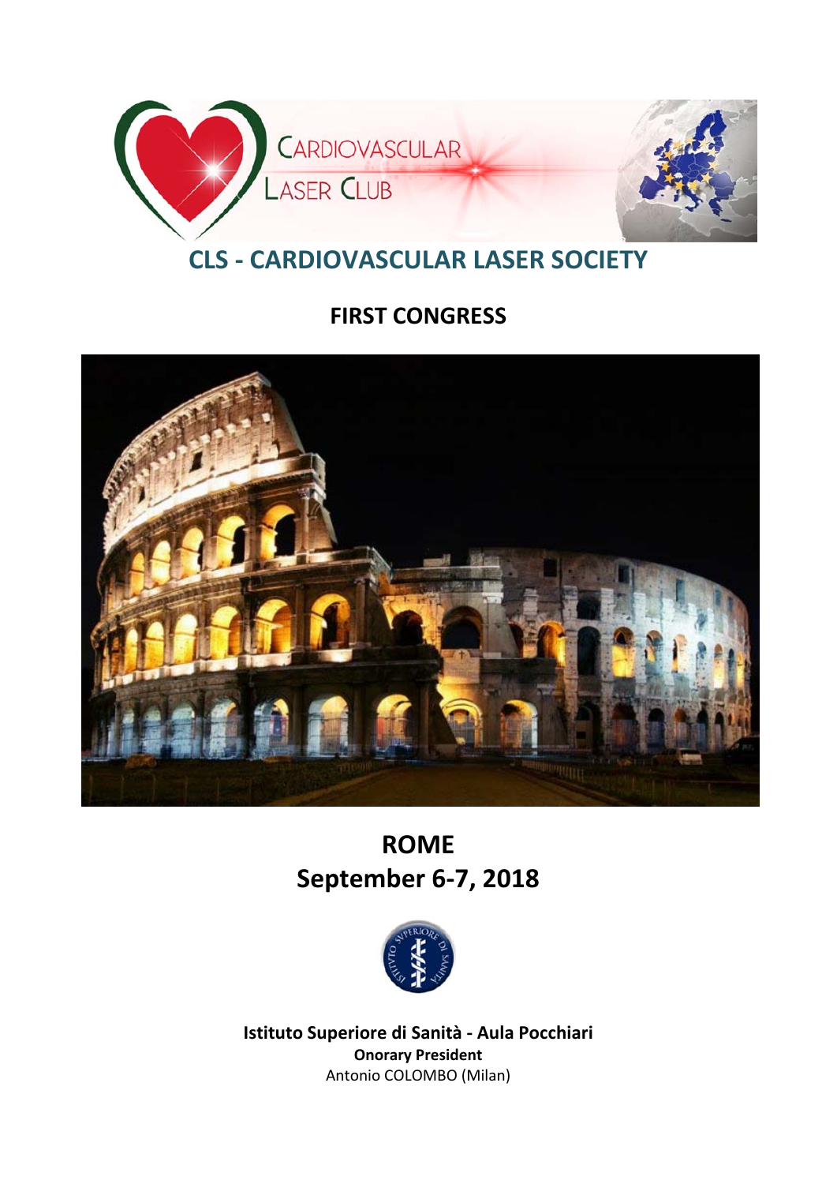CARDIOVASCULAR LASER CLUB

# CLS - CARDIOVASCULAR LASER SOCIETY

## FIRST CONGRESS

## ROME
## September 6-7, 2018

**Istituto Superiore di Sanità - Aula Pocchiari**

**Onorary President**

Antonio COLOMBO (Milan)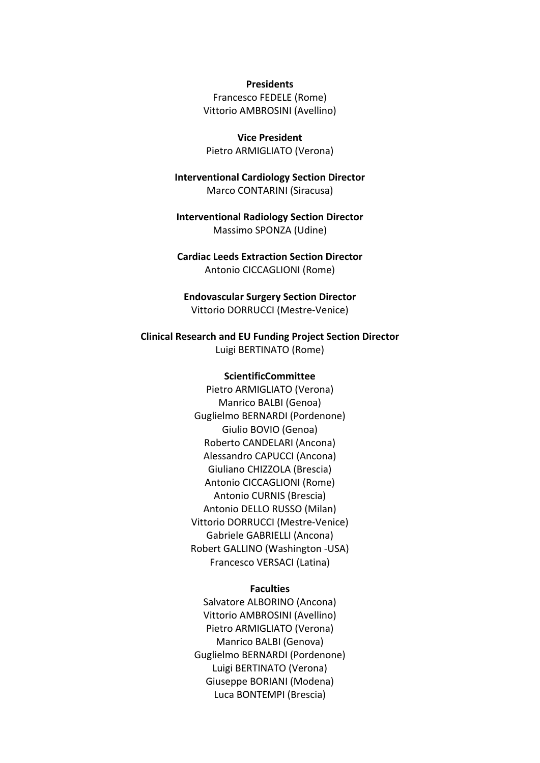**Presidents**

Francesco FEDELE (Rome)
Vittorio AMBROSINI (Avellino)

**Vice President**

Pietro ARMIGLIATO (Verona)

**Interventional Cardiology Section Director**

Marco CONTARINI (Siracusa)

**Interventional Radiology Section Director**

Massimo SPONZA (Udine)

**Cardiac Leeds Extraction Section Director**

Antonio CICCAGLIONI (Rome)

**Endovascular Surgery Section Director**

Vittorio DORRUCCI (Mestre-Venice)

**Clinical Research and EU Funding Project Section Director**

Luigi BERTINATO (Rome)

**ScientificCommittee**

Pietro ARMIGLIATO (Verona)
Manrico BALBI (Genoa)
Guglielmo BERNARDI (Pordenone)
Giulio BOVIO (Genoa)
Roberto CANDELARI (Ancona)
Alessandro CAPUCCI (Ancona)
Giuliano CHIZZOLA (Brescia)
Antonio CICCAGLIONI (Rome)
Antonio CURNIS (Brescia)
Antonio DELLO RUSSO (Milan)
Vittorio DORRUCCI (Mestre-Venice)
Gabriele GABRIELLI (Ancona)
Robert GALLINO (Washington -USA)
Francesco VERSACI (Latina)

**Faculties**

Salvatore ALBORINO (Ancona)
Vittorio AMBROSINI (Avellino)
Pietro ARMIGLIATO (Verona)
Manrico BALBI (Genova)
Guglielmo BERNARDI (Pordenone)
Luigi BERTINATO (Verona)
Giuseppe BORIANI (Modena)
Luca BONTEMPI (Brescia)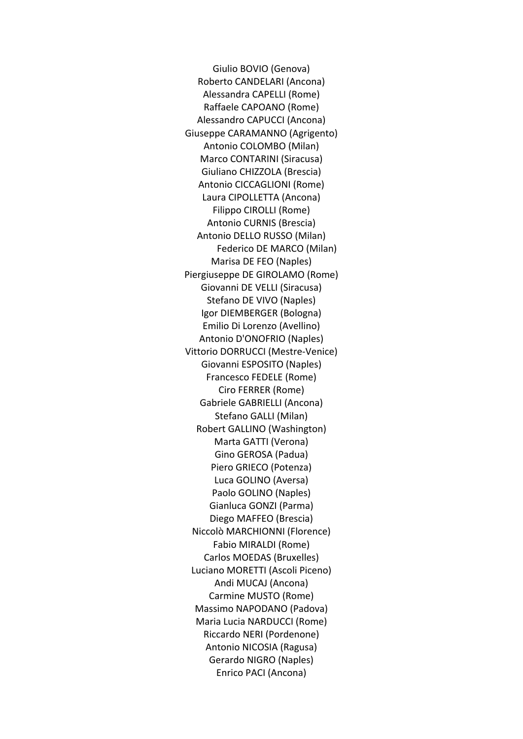Giulio BOVIO (Genova)
Roberto CANDELARI (Ancona)
Alessandra CAPELLI (Rome)
Raffaele CAPOANO (Rome)
Alessandro CAPUCCI (Ancona)
Giuseppe CARAMANNO (Agrigento)
Antonio COLOMBO (Milan)
Marco CONTARINI (Siracusa)
Giuliano CHIZZOLA (Brescia)
Antonio CICCAGLIONI (Rome)
Laura CIPOLLETTA (Ancona)
Filippo CIROLLI (Rome)
Antonio CURNIS (Brescia)
Antonio DELLO RUSSO (Milan)
Federico DE MARCO (Milan)
Marisa DE FEO (Naples)
Piergiuseppe DE GIROLAMO (Rome)
Giovanni DE VELLI (Siracusa)
Stefano DE VIVO (Naples)
Igor DIEMBERGER (Bologna)
Emilio Di Lorenzo (Avellino)
Antonio D'ONOFRIO (Naples)
Vittorio DORRUCCI (Mestre-Venice)
Giovanni ESPOSITO (Naples)
Francesco FEDELE (Rome)
Ciro FERRER (Rome)
Gabriele GABRIELLI (Ancona)
Stefano GALLI (Milan)
Robert GALLINO (Washington)
Marta GATTI (Verona)
Gino GEROSA (Padua)
Piero GRIECO (Potenza)
Luca GOLINO (Aversa)
Paolo GOLINO (Naples)
Gianluca GONZI (Parma)
Diego MAFFEO (Brescia)
Niccolò MARCHIONNI (Florence)
Fabio MIRALDI (Rome)
Carlos MOEDAS (Bruxelles)
Luciano MORETTI (Ascoli Piceno)
Andi MUCAJ (Ancona)
Carmine MUSTO (Rome)
Massimo NAPODANO (Padova)
Maria Lucia NARDUCCI (Rome)
Riccardo NERI (Pordenone)
Antonio NICOSIA (Ragusa)
Gerardo NIGRO (Naples)
Enrico PACI (Ancona)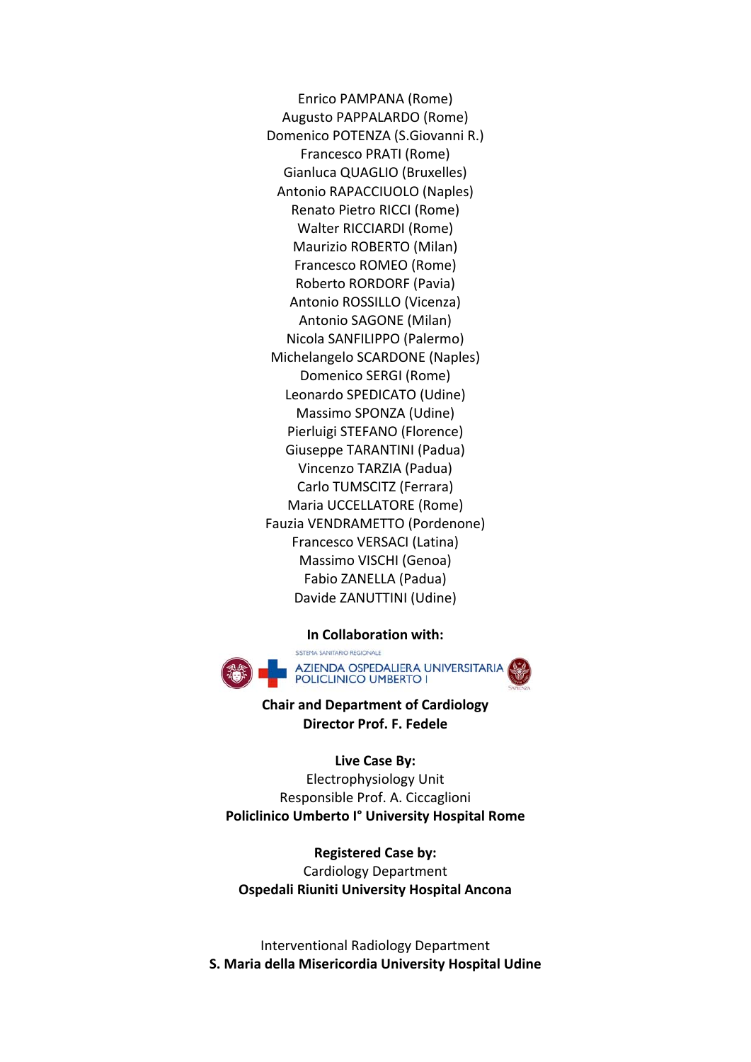Enrico PAMPANA (Rome)
Augusto PAPPALARDO (Rome)
Domenico POTENZA (S.Giovanni R.)
Francesco PRATI (Rome)
Gianluca QUAGLIO (Bruxelles)
Antonio RAPACCIUOLO (Naples)
Renato Pietro RICCI (Rome)
Walter RICCIARDI (Rome)
Maurizio ROBERTO (Milan)
Francesco ROMEO (Rome)
Roberto RORDORF (Pavia)
Antonio ROSSILLO (Vicenza)
Antonio SAGONE (Milan)
Nicola SANFILIPPO (Palermo)
Michelangelo SCARDONE (Naples)
Domenico SERGI (Rome)
Leonardo SPEDICATO (Udine)
Massimo SPONZA (Udine)
Pierluigi STEFANO (Florence)
Giuseppe TARANTINI (Padua)
Vincenzo TARZIA (Padua)
Carlo TUMSCITZ (Ferrara)
Maria UCCELLATORE (Rome)
Fauzia VENDRAMETTO (Pordenone)
Francesco VERSACI (Latina)
Massimo VISCHI (Genoa)
Fabio ZANELLA (Padua)
Davide ZANUTTINI (Udine)

**In Collaboration with:**

SISTEMA SANITARIO REGIONALE
AZIENDA OSPEDALIERA UNIVERSITARIA POLICLINICO UMBERTO I

**Chair and Department of Cardiology**
**Director Prof. F. Fedele**

**Live Case By:**
Electrophysiology Unit
Responsible Prof. A. Ciccaglioni
**Policlinico Umberto I° University Hospital Rome**

**Registered Case by:**
Cardiology Department
**Ospedali Riuniti University Hospital Ancona**

Interventional Radiology Department
**S. Maria della Misericordia University Hospital Udine**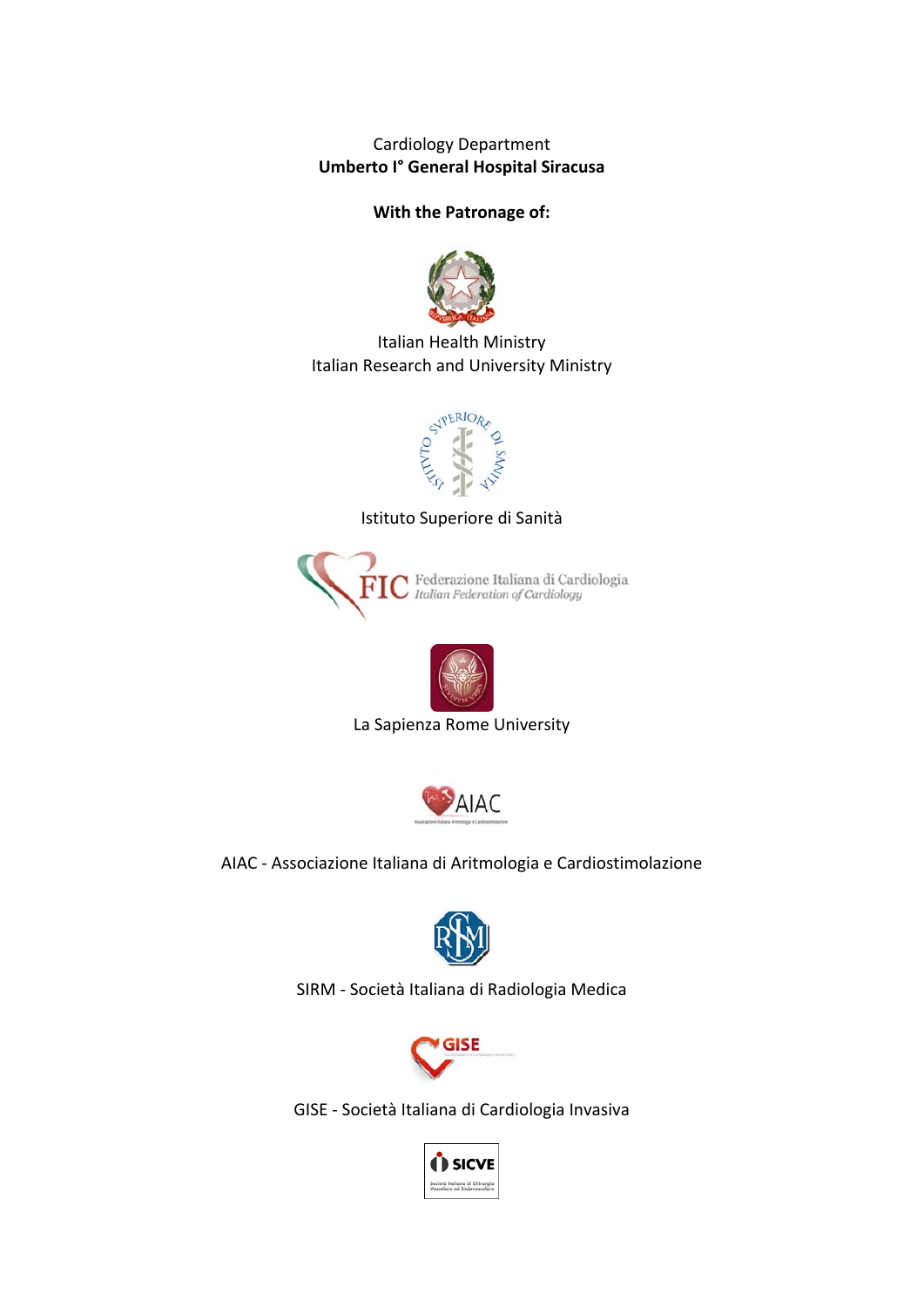Cardiology Department
**Umberto I° General Hospital Siracusa**

**With the Patronage of:**

Italian Health Ministry
Italian Research and University Ministry

Istituto Superiore di Sanità

FIC Federazione Italiana di Cardiologia
*Italian Federation of Cardiology*

La Sapienza Rome University

AIAC - Associazione Italiana di Aritmologia e Cardiostimolazione

SIRM - Società Italiana di Radiologia Medica

GISE - Società Italiana di Cardiologia Invasiva

SICVE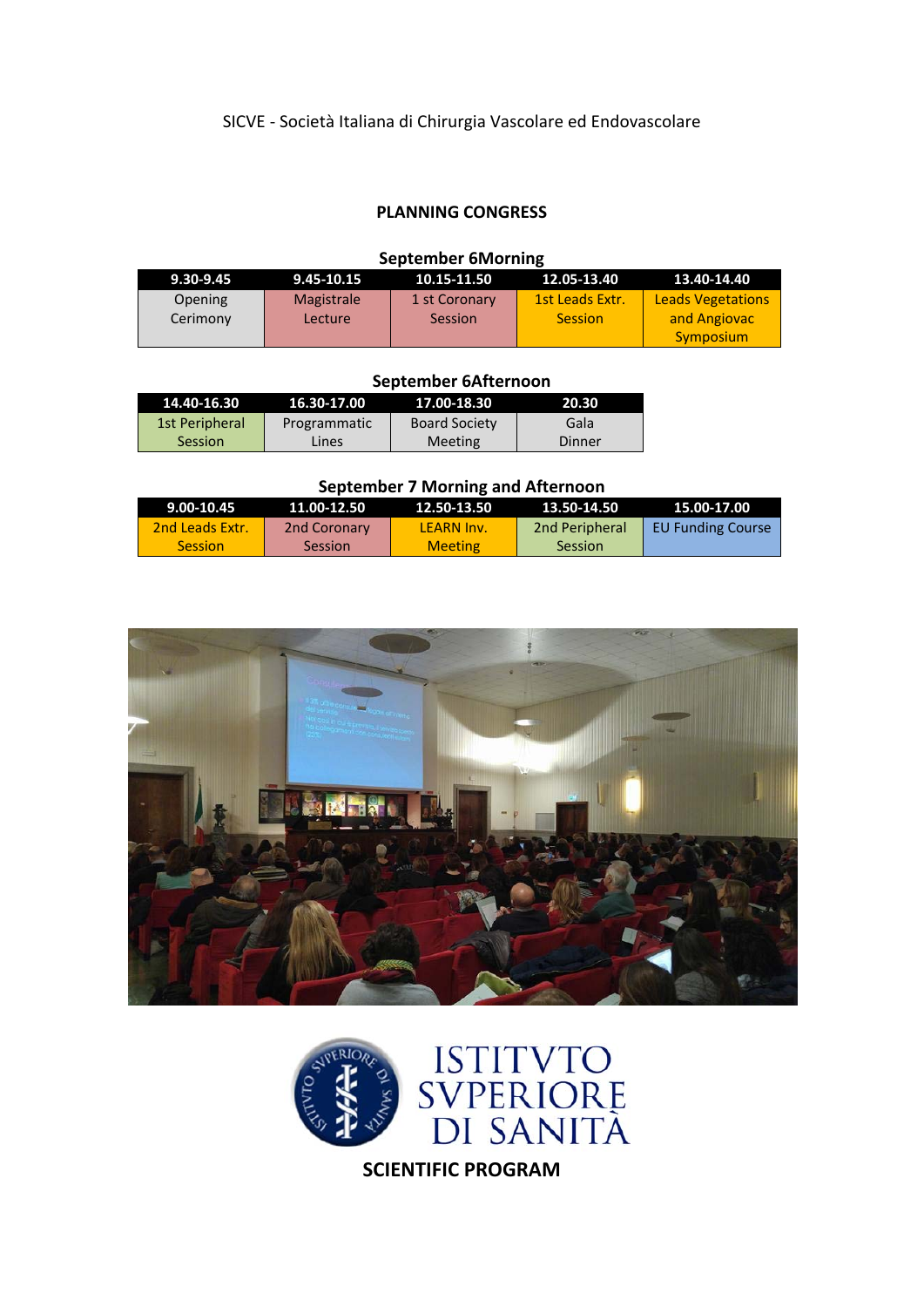SICVE - Società Italiana di Chirurgia Vascolare ed Endovascolare

## PLANNING CONGRESS

### September 6Morning

| 9.30-9.45 | 9.45-10.15 | 10.15-11.50 | 12.05-13.40 | 13.40-14.40 |
|---|---|---|---|---|
| Opening Cerimony | Magistrale Lecture | 1 st Coronary Session | 1st Leads Extr. Session | Leads Vegetations and Angiovac Symposium |

### September 6Afternoon

| 14.40-16.30 | 16.30-17.00 | 17.00-18.30 | 20.30 |
|---|---|---|---|
| 1st Peripheral Session | Programmatic Lines | Board Society Meeting | Gala Dinner |

### September 7 Morning and Afternoon

| 9.00-10.45 | 11.00-12.50 | 12.50-13.50 | 13.50-14.50 | 15.00-17.00 |
|---|---|---|---|---|
| 2nd Leads Extr. Session | 2nd Coronary Session | LEARN Inv. Meeting | 2nd Peripheral Session | EU Funding Course |

ISTITVTO SVPERIORE DI SANITÀ

**SCIENTIFIC PROGRAM**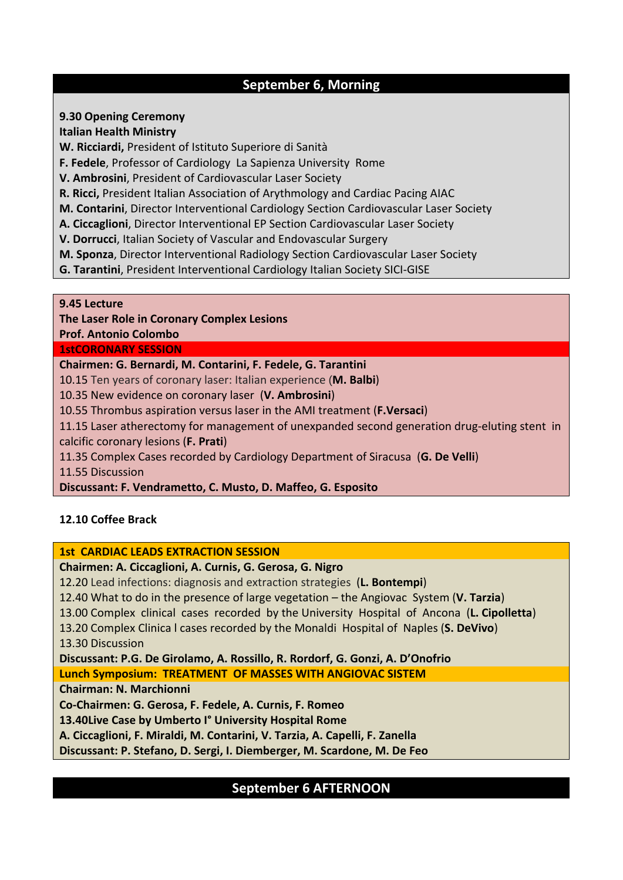## September 6, Morning

**9.30 Opening Ceremony**

**Italian Health Ministry**

**W. Ricciardi,** President of Istituto Superiore di Sanità

**F. Fedele**, Professor of Cardiology La Sapienza University Rome

**V. Ambrosini**, President of Cardiovascular Laser Society

**R. Ricci,** President Italian Association of Arythmology and Cardiac Pacing AIAC

**M. Contarini**, Director Interventional Cardiology Section Cardiovascular Laser Society

**A. Ciccaglioni**, Director Interventional EP Section Cardiovascular Laser Society

**V. Dorrucci**, Italian Society of Vascular and Endovascular Surgery

**M. Sponza**, Director Interventional Radiology Section Cardiovascular Laser Society

**G. Tarantini**, President Interventional Cardiology Italian Society SICI-GISE

**9.45 Lecture**

**The Laser Role in Coronary Complex Lesions**

**Prof. Antonio Colombo**

### 1stCORONARY SESSION

**Chairmen: G. Bernardi, M. Contarini, F. Fedele, G. Tarantini**

10.15 Ten years of coronary laser: Italian experience (**M. Balbi**)

10.35 New evidence on coronary laser (**V. Ambrosini**)

10.55 Thrombus aspiration versus laser in the AMI treatment (**F.Versaci**)

11.15 Laser atherectomy for management of unexpanded second generation drug-eluting stent in calcific coronary lesions (**F. Prati**)

11.35 Complex Cases recorded by Cardiology Department of Siracusa (**G. De Velli**)

11.55 Discussion

**Discussant: F. Vendrametto, C. Musto, D. Maffeo, G. Esposito**

**12.10 Coffee Brack**

### 1st CARDIAC LEADS EXTRACTION SESSION

**Chairmen: A. Ciccaglioni, A. Curnis, G. Gerosa, G. Nigro**

12.20 Lead infections: diagnosis and extraction strategies (**L. Bontempi**)

12.40 What to do in the presence of large vegetation – the Angiovac System (**V. Tarzia**)

13.00 Complex clinical cases recorded by the University Hospital of Ancona (**L. Cipolletta**)

13.20 Complex Clinica l cases recorded by the Monaldi Hospital of Naples (**S. DeVivo**)

13.30 Discussion

**Discussant: P.G. De Girolamo, A. Rossillo, R. Rordorf, G. Gonzi, A. D'Onofrio**

### Lunch Symposium: TREATMENT OF MASSES WITH ANGIOVAC SISTEM

**Chairman: N. Marchionni**

**Co-Chairmen: G. Gerosa, F. Fedele, A. Curnis, F. Romeo**

**13.40Live Case by Umberto I° University Hospital Rome**

**A. Ciccaglioni, F. Miraldi, M. Contarini, V. Tarzia, A. Capelli, F. Zanella**

**Discussant: P. Stefano, D. Sergi, I. Diemberger, M. Scardone, M. De Feo**

## September 6 AFTERNOON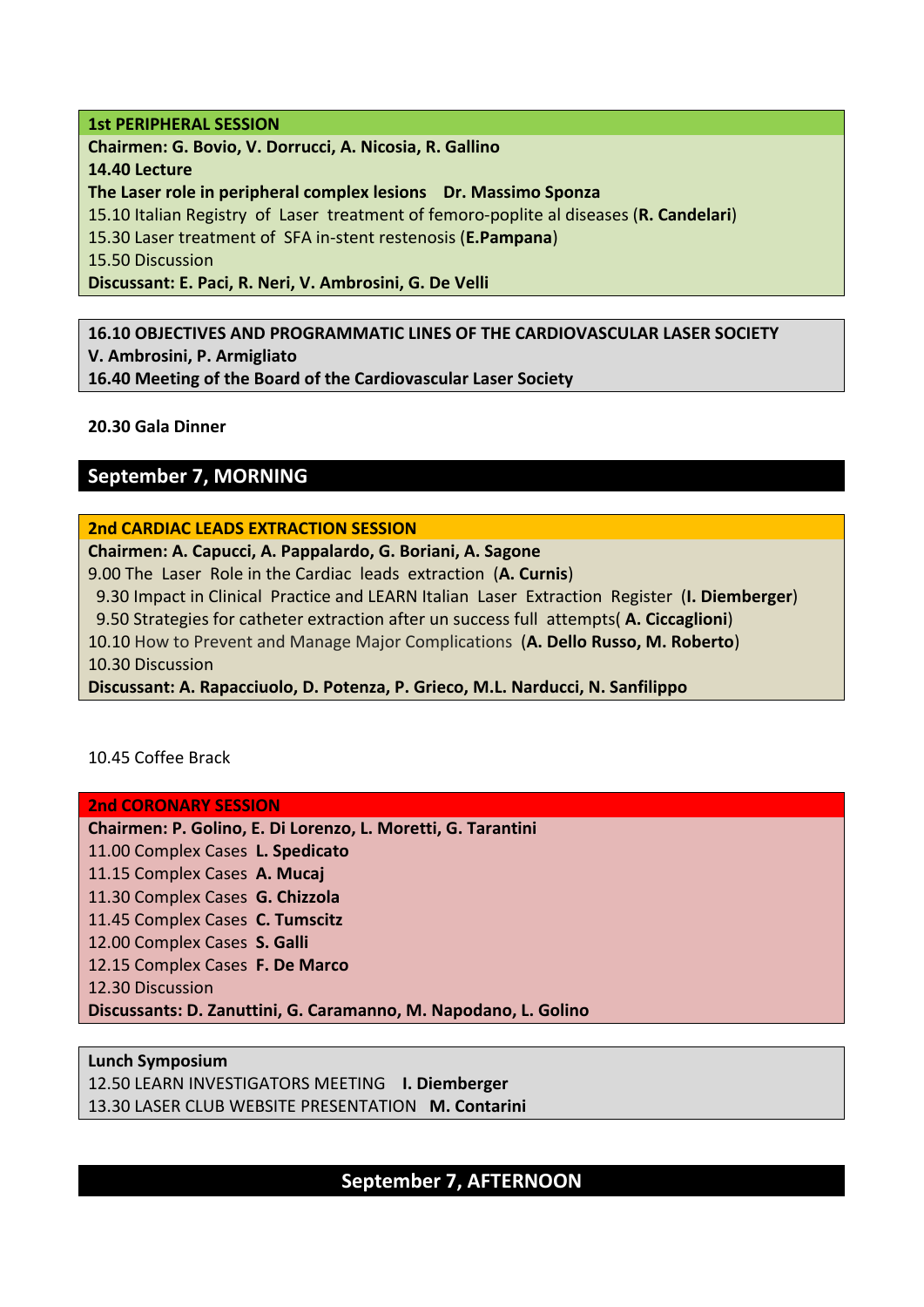**1st PERIPHERAL SESSION**

**Chairmen: G. Bovio, V. Dorrucci, A. Nicosia, R. Gallino**

**14.40 Lecture**

**The Laser role in peripheral complex lesions Dr. Massimo Sponza**

15.10 Italian Registry of Laser treatment of femoro-poplite al diseases (**R. Candelari**)

15.30 Laser treatment of SFA in-stent restenosis (**E.Pampana**)

15.50 Discussion

**Discussant: E. Paci, R. Neri, V. Ambrosini, G. De Velli**

**16.10 OBJECTIVES AND PROGRAMMATIC LINES OF THE CARDIOVASCULAR LASER SOCIETY**

**V. Ambrosini, P. Armigliato**

**16.40 Meeting of the Board of the Cardiovascular Laser Society**

**20.30 Gala Dinner**

## September 7, MORNING

**2nd CARDIAC LEADS EXTRACTION SESSION**

**Chairmen: A. Capucci, A. Pappalardo, G. Boriani, A. Sagone**

9.00 The Laser Role in the Cardiac leads extraction (**A. Curnis**)

9.30 Impact in Clinical Practice and LEARN Italian Laser Extraction Register (**I. Diemberger**)

9.50 Strategies for catheter extraction after un success full attempts( **A. Ciccaglioni**)

10.10 How to Prevent and Manage Major Complications (**A. Dello Russo, M. Roberto**)

10.30 Discussion

**Discussant: A. Rapacciuolo, D. Potenza, P. Grieco, M.L. Narducci, N. Sanfilippo**

10.45 Coffee Brack

**2nd CORONARY SESSION**

**Chairmen: P. Golino, E. Di Lorenzo, L. Moretti, G. Tarantini**

11.00 Complex Cases **L. Spedicato**

11.15 Complex Cases **A. Mucaj**

11.30 Complex Cases **G. Chizzola**

11.45 Complex Cases **C. Tumscitz**

12.00 Complex Cases **S. Galli**

12.15 Complex Cases **F. De Marco**

12.30 Discussion

**Discussants: D. Zanuttini, G. Caramanno, M. Napodano, L. Golino**

**Lunch Symposium**

12.50 LEARN INVESTIGATORS MEETING **I. Diemberger**

13.30 LASER CLUB WEBSITE PRESENTATION **M. Contarini**

## September 7, AFTERNOON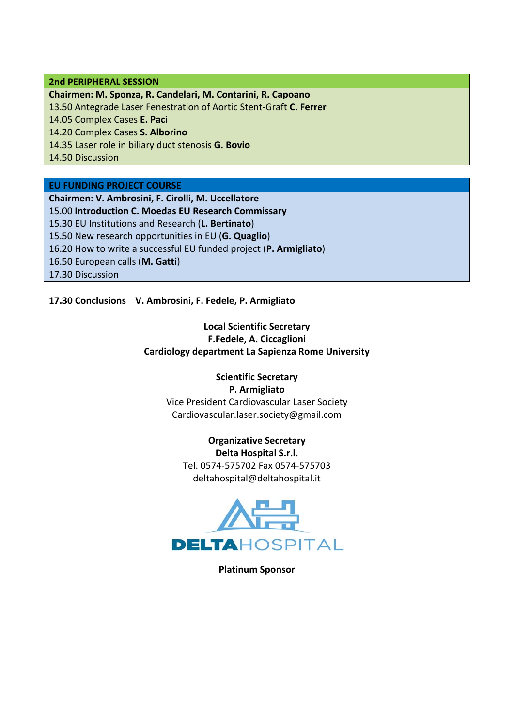## 2nd PERIPHERAL SESSION

**Chairmen: M. Sponza, R. Candelari, M. Contarini, R. Capoano**

13.50 Antegrade Laser Fenestration of Aortic Stent-Graft **C. Ferrer**
14.05 Complex Cases **E. Paci**
14.20 Complex Cases **S. Alborino**
14.35 Laser role in biliary duct stenosis **G. Bovio**
14.50 Discussion

## EU FUNDING PROJECT COURSE

**Chairmen: V. Ambrosini, F. Cirolli, M. Uccellatore**

15.00 **Introduction C. Moedas EU Research Commissary**
15.30 EU Institutions and Research (**L. Bertinato**)
15.50 New research opportunities in EU (**G. Quaglio**)
16.20 How to write a successful EU funded project (**P. Armigliato**)
16.50 European calls (**M. Gatti**)
17.30 Discussion

**17.30 Conclusions V. Ambrosini, F. Fedele, P. Armigliato**

**Local Scientific Secretary**
**F.Fedele, A. Ciccaglioni**
**Cardiology department La Sapienza Rome University**

**Scientific Secretary**
**P. Armigliato**
Vice President Cardiovascular Laser Society
Cardiovascular.laser.society@gmail.com

**Organizative Secretary**
**Delta Hospital S.r.l.**
Tel. 0574-575702 Fax 0574-575703
deltahospital@deltahospital.it

DELTAHOSPITAL

**Platinum Sponsor**